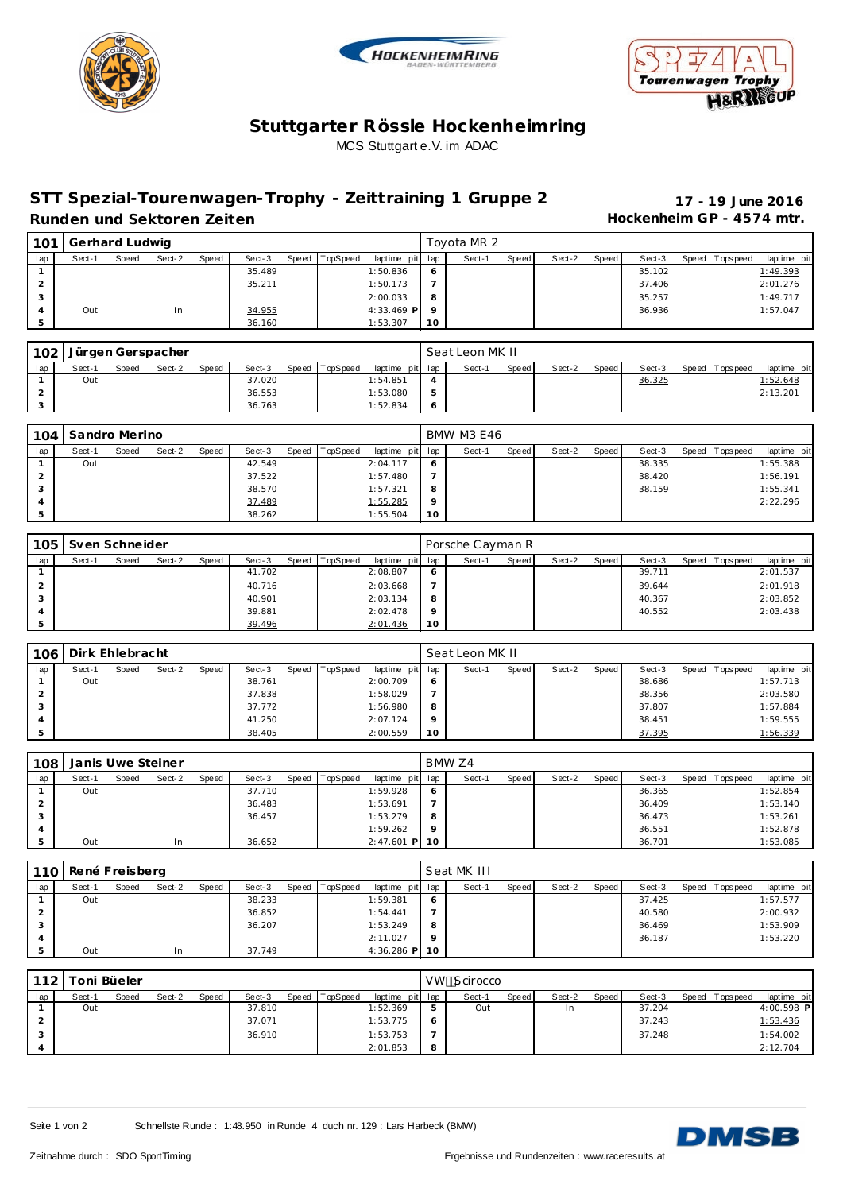# Stuttgarter Rössle Hockenheimring

MCS Stuttgart e.V. im ADAC

## STT Spezial-Tourenwagen-Trophy - Zeittraining 1 Gruppe 2

**Runden und Sektoren Zeiten**

**17 - 19 June 2016**

**Hockenheim GP - 4574 mtr.**

### 101 Gerhard Ludwig — Toyota MR 2

| lap | Sect-1 | Speed | Sect-2 | Speed | Sect-3 | Speed | TopSpeed | laptime | pit | lap | Sect-1 | Speed | Sect-2 | Speed | Sect-3 | Speed | Topspeed | laptime | pit |
|---|---|---|---|---|---|---|---|---|---|---|---|---|---|---|---|---|---|---|---|
| 1 | | | | | 35.489 | | | 1:50.836 | | 6 | | | | | 35.102 | | | 1:49.393 | |
| 2 | | | | | 35.211 | | | 1:50.173 | | 7 | | | | | 37.406 | | | 2:01.276 | |
| 3 | | | | | | | | 2:00.033 | | 8 | | | | | 35.257 | | | 1:49.717 | |
| 4 | Out | | In | | 34.955 | | | 4:33.469 | P | 9 | | | | | 36.936 | | | 1:57.047 | |
| 5 | | | | | 36.160 | | | 1:53.307 | | 10 | | | | | | | | | |

### 102 Jürgen Gerspacher — Seat Leon MK II

| lap | Sect-1 | Speed | Sect-2 | Speed | Sect-3 | Speed | TopSpeed | laptime | pit | lap | Sect-1 | Speed | Sect-2 | Speed | Sect-3 | Speed | Topspeed | laptime | pit |
|---|---|---|---|---|---|---|---|---|---|---|---|---|---|---|---|---|---|---|---|
| 1 | Out | | | | 37.020 | | | 1:54.851 | | 4 | | | | | 36.325 | | | 1:52.648 | |
| 2 | | | | | 36.553 | | | 1:53.080 | | 5 | | | | | | | | 2:13.201 | |
| 3 | | | | | 36.763 | | | 1:52.834 | | 6 | | | | | | | | | |

### 104 Sandro Merino — BMW M3 E46

| lap | Sect-1 | Speed | Sect-2 | Speed | Sect-3 | Speed | TopSpeed | laptime | pit | lap | Sect-1 | Speed | Sect-2 | Speed | Sect-3 | Speed | Topspeed | laptime | pit |
|---|---|---|---|---|---|---|---|---|---|---|---|---|---|---|---|---|---|---|---|
| 1 | Out | | | | 42.549 | | | 2:04.117 | | 6 | | | | | 38.335 | | | 1:55.388 | |
| 2 | | | | | 37.522 | | | 1:57.480 | | 7 | | | | | 38.420 | | | 1:56.191 | |
| 3 | | | | | 38.570 | | | 1:57.321 | | 8 | | | | | 38.159 | | | 1:55.341 | |
| 4 | | | | | 37.489 | | | 1:55.285 | | 9 | | | | | | | | 2:22.296 | |
| 5 | | | | | 38.262 | | | 1:55.504 | | 10 | | | | | | | | | |

### 105 Sven Schneider — Porsche Cayman R

| lap | Sect-1 | Speed | Sect-2 | Speed | Sect-3 | Speed | TopSpeed | laptime | pit | lap | Sect-1 | Speed | Sect-2 | Speed | Sect-3 | Speed | Topspeed | laptime | pit |
|---|---|---|---|---|---|---|---|---|---|---|---|---|---|---|---|---|---|---|---|
| 1 | | | | | 41.702 | | | 2:08.807 | | 6 | | | | | 39.711 | | | 2:01.537 | |
| 2 | | | | | 40.716 | | | 2:03.668 | | 7 | | | | | 39.644 | | | 2:01.918 | |
| 3 | | | | | 40.901 | | | 2:03.134 | | 8 | | | | | 40.367 | | | 2:03.852 | |
| 4 | | | | | 39.881 | | | 2:02.478 | | 9 | | | | | 40.552 | | | 2:03.438 | |
| 5 | | | | | 39.496 | | | 2:01.436 | | 10 | | | | | | | | | |

### 106 Dirk Ehlebracht — Seat Leon MK II

| lap | Sect-1 | Speed | Sect-2 | Speed | Sect-3 | Speed | TopSpeed | laptime | pit | lap | Sect-1 | Speed | Sect-2 | Speed | Sect-3 | Speed | Topspeed | laptime | pit |
|---|---|---|---|---|---|---|---|---|---|---|---|---|---|---|---|---|---|---|---|
| 1 | Out | | | | 38.761 | | | 2:00.709 | | 6 | | | | | 38.686 | | | 1:57.713 | |
| 2 | | | | | 37.838 | | | 1:58.029 | | 7 | | | | | 38.356 | | | 2:03.580 | |
| 3 | | | | | 37.772 | | | 1:56.980 | | 8 | | | | | 37.807 | | | 1:57.884 | |
| 4 | | | | | 41.250 | | | 2:07.124 | | 9 | | | | | 38.451 | | | 1:59.555 | |
| 5 | | | | | 38.405 | | | 2:00.559 | | 10 | | | | | 37.395 | | | 1:56.339 | |

### 108 Janis Uwe Steiner — BMW Z4

| lap | Sect-1 | Speed | Sect-2 | Speed | Sect-3 | Speed | TopSpeed | laptime | pit | lap | Sect-1 | Speed | Sect-2 | Speed | Sect-3 | Speed | Topspeed | laptime | pit |
|---|---|---|---|---|---|---|---|---|---|---|---|---|---|---|---|---|---|---|---|
| 1 | Out | | | | 37.710 | | | 1:59.928 | | 6 | | | | | 36.365 | | | 1:52.854 | |
| 2 | | | | | 36.483 | | | 1:53.691 | | 7 | | | | | 36.409 | | | 1:53.140 | |
| 3 | | | | | 36.457 | | | 1:53.279 | | 8 | | | | | 36.473 | | | 1:53.261 | |
| 4 | | | | | | | | 1:59.262 | | 9 | | | | | 36.551 | | | 1:52.878 | |
| 5 | Out | | In | | 36.652 | | | 2:47.601 | P | 10 | | | | | 36.701 | | | 1:53.085 | |

### 110 René Freisberg — Seat MK III

| lap | Sect-1 | Speed | Sect-2 | Speed | Sect-3 | Speed | TopSpeed | laptime | pit | lap | Sect-1 | Speed | Sect-2 | Speed | Sect-3 | Speed | Topspeed | laptime | pit |
|---|---|---|---|---|---|---|---|---|---|---|---|---|---|---|---|---|---|---|---|
| 1 | Out | | | | 38.233 | | | 1:59.381 | | 6 | | | | | 37.425 | | | 1:57.577 | |
| 2 | | | | | 36.852 | | | 1:54.441 | | 7 | | | | | 40.580 | | | 2:00.932 | |
| 3 | | | | | 36.207 | | | 1:53.249 | | 8 | | | | | 36.469 | | | 1:53.909 | |
| 4 | | | | | | | | 2:11.027 | | 9 | | | | | 36.187 | | | 1:53.220 | |
| 5 | Out | | In | | 37.749 | | | 4:36.286 | P | 10 | | | | | | | | | |

### 112 Toni Büeler — VW Scirocco

| lap | Sect-1 | Speed | Sect-2 | Speed | Sect-3 | Speed | TopSpeed | laptime | pit | lap | Sect-1 | Speed | Sect-2 | Speed | Sect-3 | Speed | Topspeed | laptime | pit |
|---|---|---|---|---|---|---|---|---|---|---|---|---|---|---|---|---|---|---|---|
| 1 | Out | | | | 37.810 | | | 1:52.369 | | 5 | Out | | In | | 37.204 | | | 4:00.598 | P |
| 2 | | | | | 37.071 | | | 1:53.775 | | 6 | | | | | 37.243 | | | 1:53.436 | |
| 3 | | | | | 36.910 | | | 1:53.753 | | 7 | | | | | 37.248 | | | 1:54.002 | |
| 4 | | | | | | | | 2:01.853 | | 8 | | | | | | | | 2:12.704 | |

Schnellste Runde : 1:48.950 in Runde 4 duch nr. 129 : Lars Harbeck (BMW)

Zeitnahme durch : SDO SportTiming

Ergebnisse und Rundenzeiten : www.raceresults.at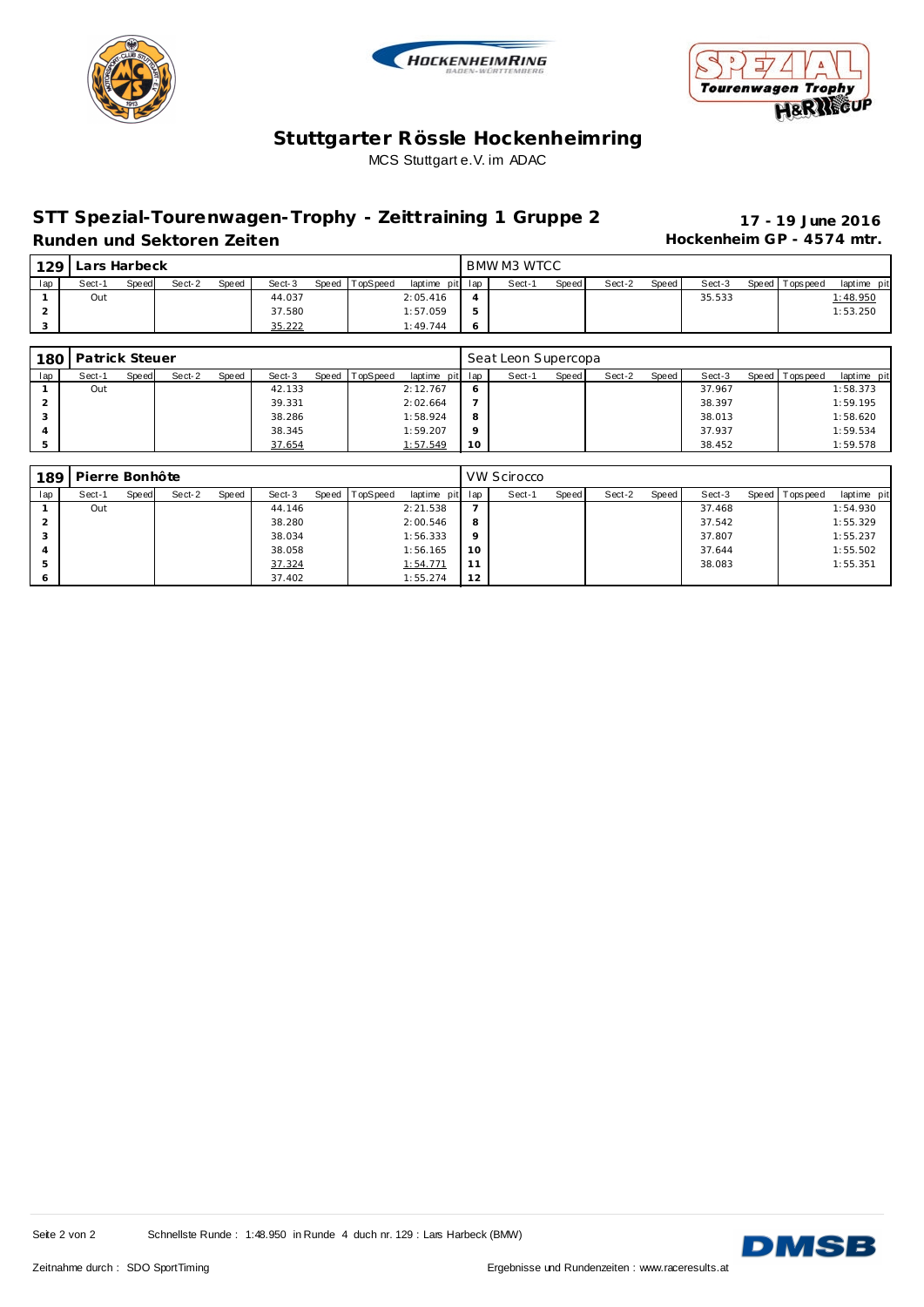## Stuttgarter Rössle Hockenheimring

MCS Stuttgart e.V. im ADAC

## STT Spezial-Tourenwagen-Trophy - Zeittraining 1 Gruppe 2

**17 - 19 June 2016**

**Runden und Sektoren Zeiten**

**Hockenheim GP - 4574 mtr.**

| 129 | Lars Harbeck | | | | | | | | BMW M3 WTCC | | | | | | | | |
|---|---|---|---|---|---|---|---|---|---|---|---|---|---|---|---|---|---|
| lap | Sect-1 | Speed | Sect-2 | Speed | Sect-3 | Speed | TopSpeed | laptime pit | lap | Sect-1 | Speed | Sect-2 | Speed | Sect-3 | Speed | Topspeed | laptime pit |
| 1 | Out | | | | 44.037 | | | 2:05.416 | 4 | | | | | 35.533 | | | 1:48.950 |
| 2 | | | | | 37.580 | | | 1:57.059 | 5 | | | | | | | | 1:53.250 |
| 3 | | | | | 35.222 | | | 1:49.744 | 6 | | | | | | | | |

| 180 | Patrick Steuer | | | | | | | | Seat Leon Supercopa | | | | | | | | |
|---|---|---|---|---|---|---|---|---|---|---|---|---|---|---|---|---|---|
| lap | Sect-1 | Speed | Sect-2 | Speed | Sect-3 | Speed | TopSpeed | laptime pit | lap | Sect-1 | Speed | Sect-2 | Speed | Sect-3 | Speed | Topspeed | laptime pit |
| 1 | Out | | | | 42.133 | | | 2:12.767 | 6 | | | | | 37.967 | | | 1:58.373 |
| 2 | | | | | 39.331 | | | 2:02.664 | 7 | | | | | 38.397 | | | 1:59.195 |
| 3 | | | | | 38.286 | | | 1:58.924 | 8 | | | | | 38.013 | | | 1:58.620 |
| 4 | | | | | 38.345 | | | 1:59.207 | 9 | | | | | 37.937 | | | 1:59.534 |
| 5 | | | | | 37.654 | | | 1:57.549 | 10 | | | | | 38.452 | | | 1:59.578 |

| 189 | Pierre Bonhôte | | | | | | | | VW Scirocco | | | | | | | | |
|---|---|---|---|---|---|---|---|---|---|---|---|---|---|---|---|---|---|
| lap | Sect-1 | Speed | Sect-2 | Speed | Sect-3 | Speed | TopSpeed | laptime pit | lap | Sect-1 | Speed | Sect-2 | Speed | Sect-3 | Speed | Topspeed | laptime pit |
| 1 | Out | | | | 44.146 | | | 2:21.538 | 7 | | | | | 37.468 | | | 1:54.930 |
| 2 | | | | | 38.280 | | | 2:00.546 | 8 | | | | | 37.542 | | | 1:55.329 |
| 3 | | | | | 38.034 | | | 1:56.333 | 9 | | | | | 37.807 | | | 1:55.237 |
| 4 | | | | | 38.058 | | | 1:56.165 | 10 | | | | | 37.644 | | | 1:55.502 |
| 5 | | | | | 37.324 | | | 1:54.771 | 11 | | | | | 38.083 | | | 1:55.351 |
| 6 | | | | | 37.402 | | | 1:55.274 | 12 | | | | | | | | |

Schnellste Runde : 1:48.950 in Runde 4 duch nr. 129 : Lars Harbeck (BMW)

Zeitnahme durch : SDO SportTiming

Ergebnisse und Rundenzeiten : www.raceresults.at